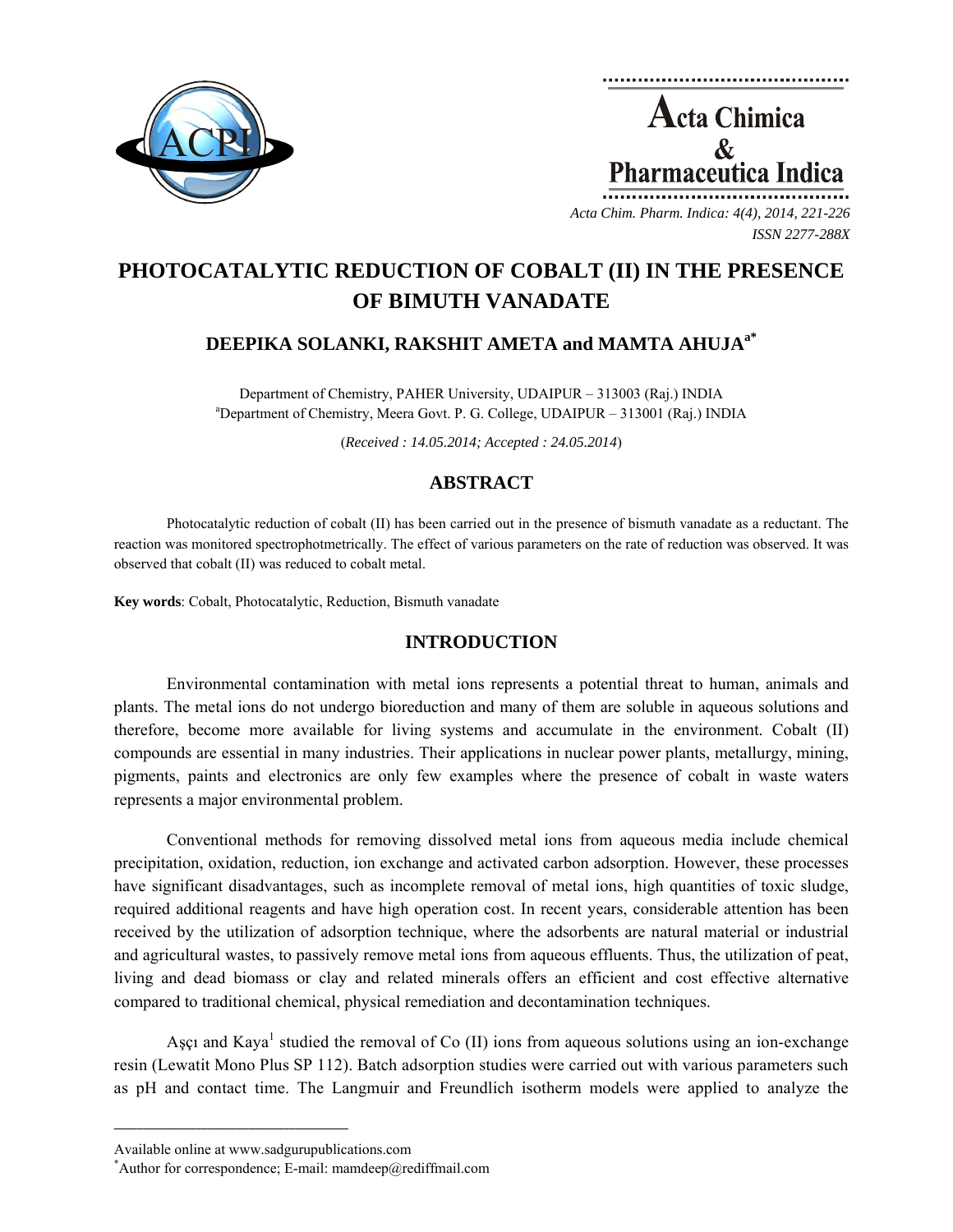# PHOTOCATALYTIC REDUCTION OF COBALT (II) IN THE PRESENCE OF BIMUTH VANADATE

**DEEPIKA SOLANKI, RAKSHIT AMETA and MAMTA AHUJA[a*]**

Department of Chemistry, PAHER University, UDAIPUR – 313003 (Raj.) INDIA
[a]Department of Chemistry, Meera Govt. P. G. College, UDAIPUR – 313001 (Raj.) INDIA

(*Received : 14.05.2014; Accepted : 24.05.2014*)

## ABSTRACT

Photocatalytic reduction of cobalt (II) has been carried out in the presence of bismuth vanadate as a reductant. The reaction was monitored spectrophotmetrically. The effect of various parameters on the rate of reduction was observed. It was observed that cobalt (II) was reduced to cobalt metal.

**Key words**: Cobalt, Photocatalytic, Reduction, Bismuth vanadate

## INTRODUCTION

Environmental contamination with metal ions represents a potential threat to human, animals and plants. The metal ions do not undergo bioreduction and many of them are soluble in aqueous solutions and therefore, become more available for living systems and accumulate in the environment. Cobalt (II) compounds are essential in many industries. Their applications in nuclear power plants, metallurgy, mining, pigments, paints and electronics are only few examples where the presence of cobalt in waste waters represents a major environmental problem.

Conventional methods for removing dissolved metal ions from aqueous media include chemical precipitation, oxidation, reduction, ion exchange and activated carbon adsorption. However, these processes have significant disadvantages, such as incomplete removal of metal ions, high quantities of toxic sludge, required additional reagents and have high operation cost. In recent years, considerable attention has been received by the utilization of adsorption technique, where the adsorbents are natural material or industrial and agricultural wastes, to passively remove metal ions from aqueous effluents. Thus, the utilization of peat, living and dead biomass or clay and related minerals offers an efficient and cost effective alternative compared to traditional chemical, physical remediation and decontamination techniques.

Aşçı and Kaya[1] studied the removal of Co (II) ions from aqueous solutions using an ion-exchange resin (Lewatit Mono Plus SP 112). Batch adsorption studies were carried out with various parameters such as pH and contact time. The Langmuir and Freundlich isotherm models were applied to analyze the

Available online at www.sadgurupublications.com
[*]Author for correspondence; E-mail: mamdeep@rediffmail.com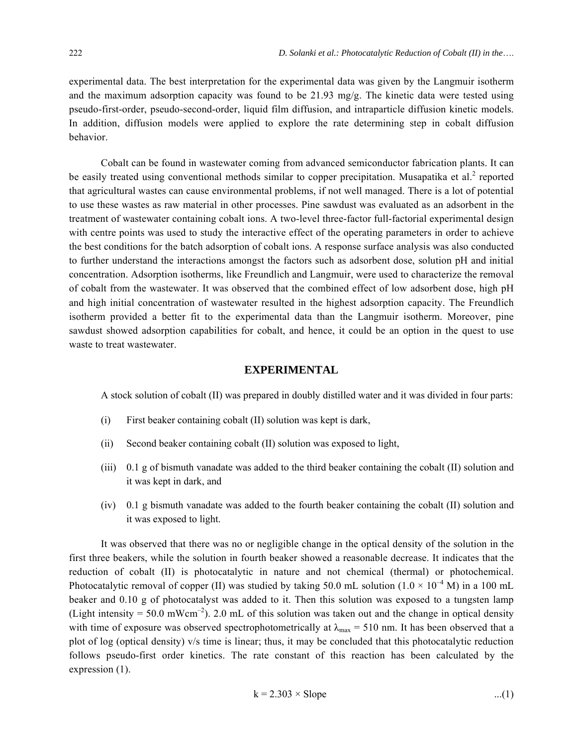experimental data. The best interpretation for the experimental data was given by the Langmuir isotherm and the maximum adsorption capacity was found to be 21.93 mg/g. The kinetic data were tested using pseudo-first-order, pseudo-second-order, liquid film diffusion, and intraparticle diffusion kinetic models. In addition, diffusion models were applied to explore the rate determining step in cobalt diffusion behavior.

Cobalt can be found in wastewater coming from advanced semiconductor fabrication plants. It can be easily treated using conventional methods similar to copper precipitation. Musapatika et al.[2] reported that agricultural wastes can cause environmental problems, if not well managed. There is a lot of potential to use these wastes as raw material in other processes. Pine sawdust was evaluated as an adsorbent in the treatment of wastewater containing cobalt ions. A two-level three-factor full-factorial experimental design with centre points was used to study the interactive effect of the operating parameters in order to achieve the best conditions for the batch adsorption of cobalt ions. A response surface analysis was also conducted to further understand the interactions amongst the factors such as adsorbent dose, solution pH and initial concentration. Adsorption isotherms, like Freundlich and Langmuir, were used to characterize the removal of cobalt from the wastewater. It was observed that the combined effect of low adsorbent dose, high pH and high initial concentration of wastewater resulted in the highest adsorption capacity. The Freundlich isotherm provided a better fit to the experimental data than the Langmuir isotherm. Moreover, pine sawdust showed adsorption capabilities for cobalt, and hence, it could be an option in the quest to use waste to treat wastewater.

## EXPERIMENTAL

A stock solution of cobalt (II) was prepared in doubly distilled water and it was divided in four parts:

(i) First beaker containing cobalt (II) solution was kept is dark,

(ii) Second beaker containing cobalt (II) solution was exposed to light,

(iii) 0.1 g of bismuth vanadate was added to the third beaker containing the cobalt (II) solution and it was kept in dark, and

(iv) 0.1 g bismuth vanadate was added to the fourth beaker containing the cobalt (II) solution and it was exposed to light.

It was observed that there was no or negligible change in the optical density of the solution in the first three beakers, while the solution in fourth beaker showed a reasonable decrease. It indicates that the reduction of cobalt (II) is photocatalytic in nature and not chemical (thermal) or photochemical. Photocatalytic removal of copper (II) was studied by taking 50.0 mL solution ($1.0 \times 10^{-4}$ M) in a 100 mL beaker and 0.10 g of photocatalyst was added to it. Then this solution was exposed to a tungsten lamp (Light intensity = 50.0 $mWcm^{-2}$). 2.0 mL of this solution was taken out and the change in optical density with time of exposure was observed spectrophotometrically at $\lambda_{max}$ = 510 nm. It has been observed that a plot of log (optical density) v/s time is linear; thus, it may be concluded that this photocatalytic reduction follows pseudo-first order kinetics. The rate constant of this reaction has been calculated by the expression (1).

$$k = 2.303 \times \text{Slope} \qquad ...(1)$$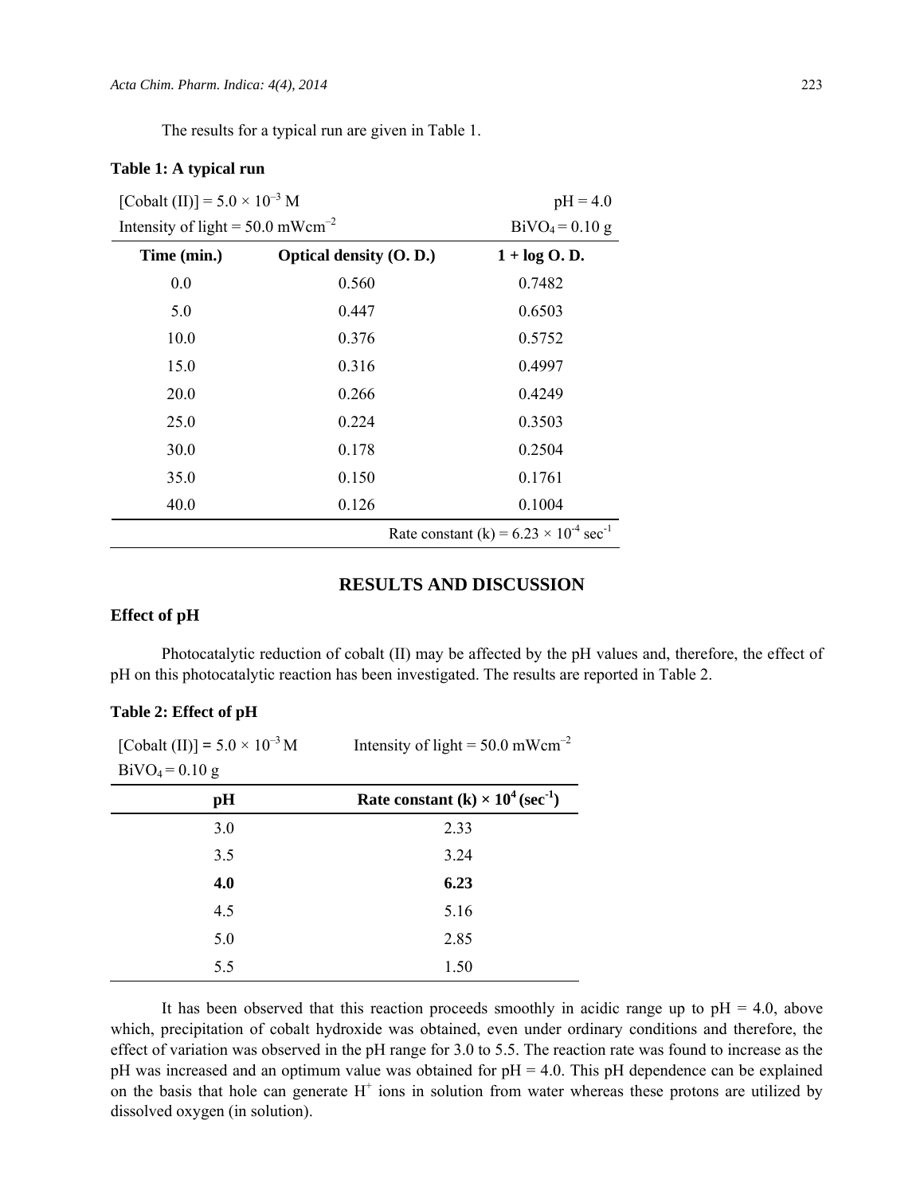The results for a typical run are given in Table 1.

**Table 1: A typical run**

| [Cobalt (II)] = $5.0 \times 10^{-3}$ M | | pH = 4.0 |
|---|---|---|
| Intensity of light = 50.0 $mWcm^{-2}$ | | $BiVO_4$ = 0.10 g |
| **Time (min.)** | **Optical density (O. D.)** | **1 + log O. D.** |
| 0.0 | 0.560 | 0.7482 |
| 5.0 | 0.447 | 0.6503 |
| 10.0 | 0.376 | 0.5752 |
| 15.0 | 0.316 | 0.4997 |
| 20.0 | 0.266 | 0.4249 |
| 25.0 | 0.224 | 0.3503 |
| 30.0 | 0.178 | 0.2504 |
| 35.0 | 0.150 | 0.1761 |
| 40.0 | 0.126 | 0.1004 |
| | | Rate constant (k) = $6.23 \times 10^{-4}$ $sec^{-1}$ |

## RESULTS AND DISCUSSION

### Effect of pH

Photocatalytic reduction of cobalt (II) may be affected by the pH values and, therefore, the effect of pH on this photocatalytic reaction has been investigated. The results are reported in Table 2.

**Table 2: Effect of pH**

[Cobalt (II)] = $5.0 \times 10^{-3}$ M  Intensity of light = 50.0 $mWcm^{-2}$

$BiVO_4$ = 0.10 g

| pH | Rate constant (k) × $10^4$ ($sec^{-1}$) |
|---|---|
| 3.0 | 2.33 |
| 3.5 | 3.24 |
| **4.0** | **6.23** |
| 4.5 | 5.16 |
| 5.0 | 2.85 |
| 5.5 | 1.50 |

It has been observed that this reaction proceeds smoothly in acidic range up to pH = 4.0, above which, precipitation of cobalt hydroxide was obtained, even under ordinary conditions and therefore, the effect of variation was observed in the pH range for 3.0 to 5.5. The reaction rate was found to increase as the pH was increased and an optimum value was obtained for pH = 4.0. This pH dependence can be explained on the basis that hole can generate $H^+$ ions in solution from water whereas these protons are utilized by dissolved oxygen (in solution).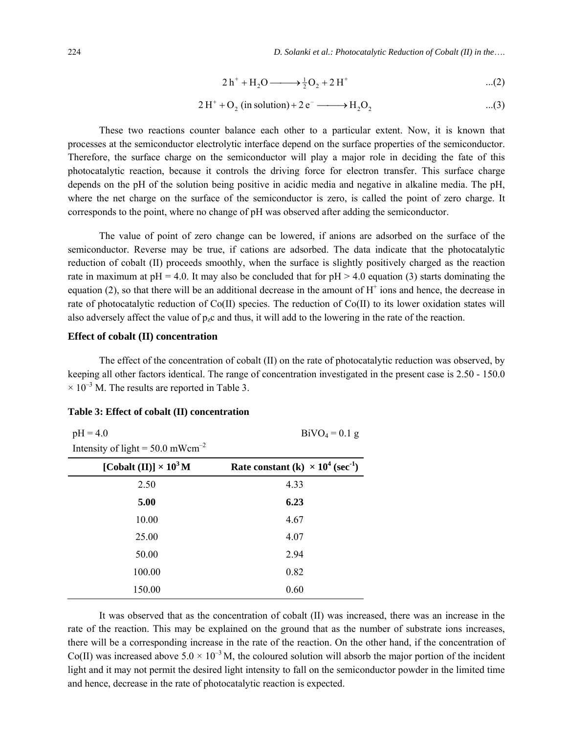$$2\,h^+ + H_2O \longrightarrow \tfrac{1}{2}O_2 + 2\,H^+ \qquad ...(2)$$

$$2\,H^+ + O_2\ (\text{in solution}) + 2\,e^- \longrightarrow H_2O_2 \qquad ...(3)$$

These two reactions counter balance each other to a particular extent. Now, it is known that processes at the semiconductor electrolytic interface depend on the surface properties of the semiconductor. Therefore, the surface charge on the semiconductor will play a major role in deciding the fate of this photocatalytic reaction, because it controls the driving force for electron transfer. This surface charge depends on the pH of the solution being positive in acidic media and negative in alkaline media. The pH, where the net charge on the surface of the semiconductor is zero, is called the point of zero charge. It corresponds to the point, where no change of pH was observed after adding the semiconductor.

The value of point of zero change can be lowered, if anions are adsorbed on the surface of the semiconductor. Reverse may be true, if cations are adsorbed. The data indicate that the photocatalytic reduction of cobalt (II) proceeds smoothly, when the surface is slightly positively charged as the reaction rate in maximum at pH = 4.0. It may also be concluded that for pH > 4.0 equation (3) starts dominating the equation (2), so that there will be an additional decrease in the amount of $H^+$ ions and hence, the decrease in rate of photocatalytic reduction of Co(II) species. The reduction of Co(II) to its lower oxidation states will also adversely affect the value of $p_zc$ and thus, it will add to the lowering in the rate of the reaction.

### Effect of cobalt (II) concentration

The effect of the concentration of cobalt (II) on the rate of photocatalytic reduction was observed, by keeping all other factors identical. The range of concentration investigated in the present case is 2.50 - 150.0 $\times 10^{-3}$ M. The results are reported in Table 3.

**Table 3: Effect of cobalt (II) concentration**

pH = 4.0 &nbsp;&nbsp;&nbsp;&nbsp; $BiVO_4$ = 0.1 g

Intensity of light = 50.0 $mWcm^{-2}$

| [Cobalt (II)] $\times 10^3$ M | Rate constant (k) $\times 10^4$ ($sec^{-1}$) |
|---|---|
| 2.50 | 4.33 |
| **5.00** | **6.23** |
| 10.00 | 4.67 |
| 25.00 | 4.07 |
| 50.00 | 2.94 |
| 100.00 | 0.82 |
| 150.00 | 0.60 |

It was observed that as the concentration of cobalt (II) was increased, there was an increase in the rate of the reaction. This may be explained on the ground that as the number of substrate ions increases, there will be a corresponding increase in the rate of the reaction. On the other hand, if the concentration of Co(II) was increased above $5.0 \times 10^{-3}$ M, the coloured solution will absorb the major portion of the incident light and it may not permit the desired light intensity to fall on the semiconductor powder in the limited time and hence, decrease in the rate of photocatalytic reaction is expected.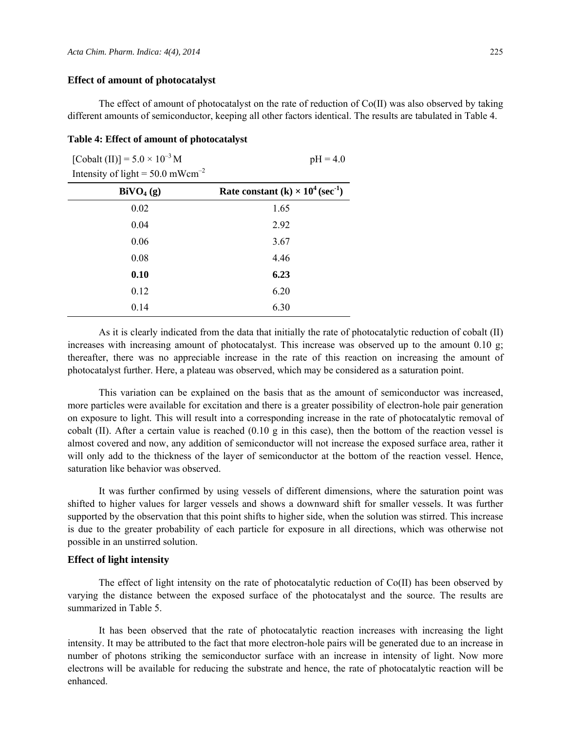### Effect of amount of photocatalyst

The effect of amount of photocatalyst on the rate of reduction of Co(II) was also observed by taking different amounts of semiconductor, keeping all other factors identical. The results are tabulated in Table 4.

**Table 4: Effect of amount of photocatalyst**

[Cobalt (II)] = $5.0 \times 10^{-3}$ M pH = 4.0

Intensity of light = 50.0 $mWcm^{-2}$

| $BiVO_4$ (g) | Rate constant (k) $\times 10^4$ ($sec^{-1}$) |
|---|---|
| 0.02 | 1.65 |
| 0.04 | 2.92 |
| 0.06 | 3.67 |
| 0.08 | 4.46 |
| **0.10** | **6.23** |
| 0.12 | 6.20 |
| 0.14 | 6.30 |

As it is clearly indicated from the data that initially the rate of photocatalytic reduction of cobalt (II) increases with increasing amount of photocatalyst. This increase was observed up to the amount 0.10 g; thereafter, there was no appreciable increase in the rate of this reaction on increasing the amount of photocatalyst further. Here, a plateau was observed, which may be considered as a saturation point.

This variation can be explained on the basis that as the amount of semiconductor was increased, more particles were available for excitation and there is a greater possibility of electron-hole pair generation on exposure to light. This will result into a corresponding increase in the rate of photocatalytic removal of cobalt (II). After a certain value is reached (0.10 g in this case), then the bottom of the reaction vessel is almost covered and now, any addition of semiconductor will not increase the exposed surface area, rather it will only add to the thickness of the layer of semiconductor at the bottom of the reaction vessel. Hence, saturation like behavior was observed.

It was further confirmed by using vessels of different dimensions, where the saturation point was shifted to higher values for larger vessels and shows a downward shift for smaller vessels. It was further supported by the observation that this point shifts to higher side, when the solution was stirred. This increase is due to the greater probability of each particle for exposure in all directions, which was otherwise not possible in an unstirred solution.

### Effect of light intensity

The effect of light intensity on the rate of photocatalytic reduction of Co(II) has been observed by varying the distance between the exposed surface of the photocatalyst and the source. The results are summarized in Table 5.

It has been observed that the rate of photocatalytic reaction increases with increasing the light intensity. It may be attributed to the fact that more electron-hole pairs will be generated due to an increase in number of photons striking the semiconductor surface with an increase in intensity of light. Now more electrons will be available for reducing the substrate and hence, the rate of photocatalytic reaction will be enhanced.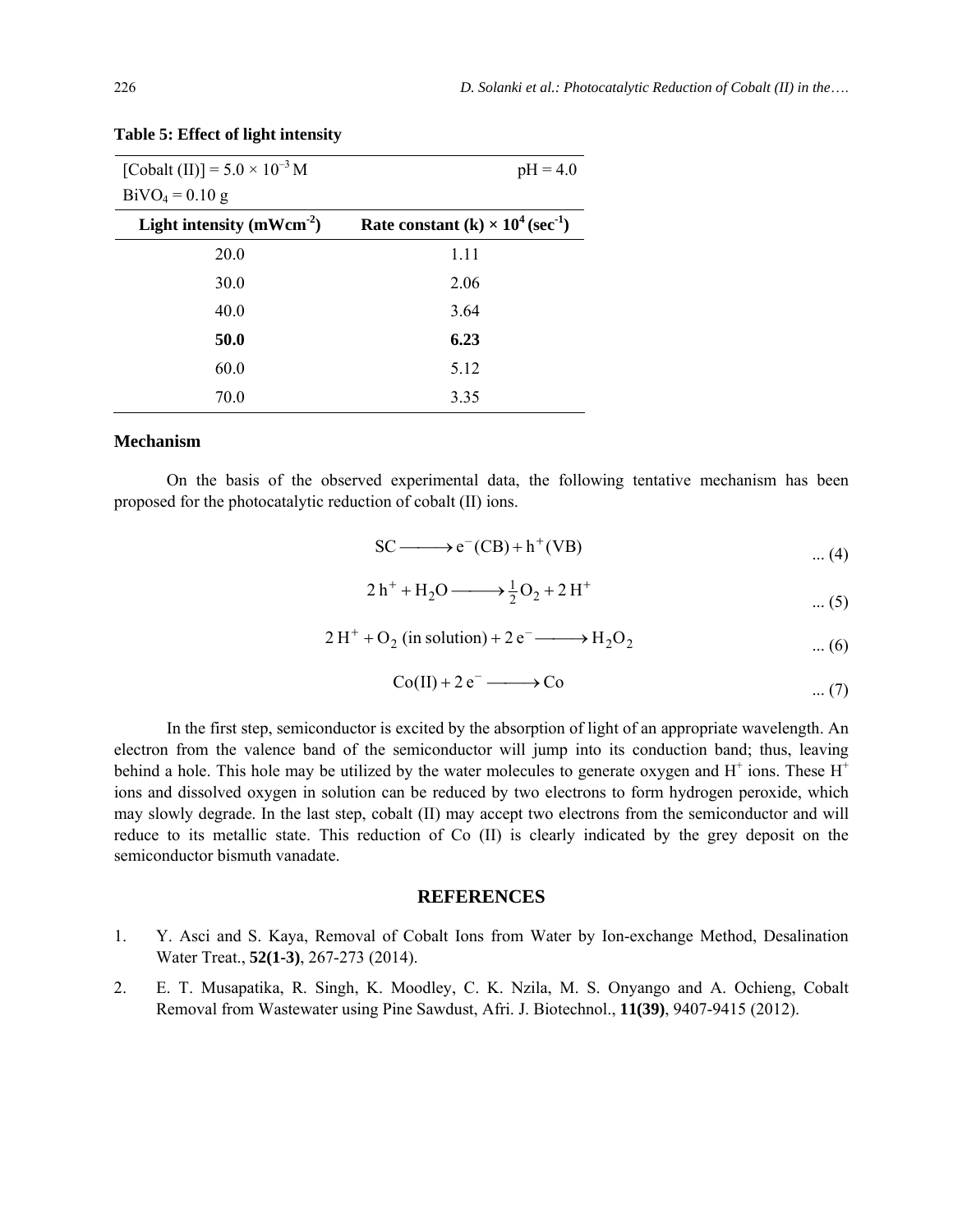**Table 5: Effect of light intensity**

| [Cobalt (II)] = $5.0 \times 10^{-3}$ M<br>$BiVO_4$ = 0.10 g | pH = 4.0 |
|---|---|
| **Light intensity ($mWcm^{-2}$)** | **Rate constant (k) × $10^4$ ($sec^{-1}$)** |
| 20.0 | 1.11 |
| 30.0 | 2.06 |
| 40.0 | 3.64 |
| **50.0** | **6.23** |
| 60.0 | 5.12 |
| 70.0 | 3.35 |

### Mechanism

On the basis of the observed experimental data, the following tentative mechanism has been proposed for the photocatalytic reduction of cobalt (II) ions.

$$\text{SC} \longrightarrow e^-(\text{CB}) + h^+(\text{VB}) \qquad \text{... (4)}$$

$$2\,h^+ + H_2O \longrightarrow \tfrac{1}{2}O_2 + 2\,H^+ \qquad \text{... (5)}$$

$$2\,H^+ + O_2\ (\text{in solution}) + 2\,e^- \longrightarrow H_2O_2 \qquad \text{... (6)}$$

$$\text{Co(II)} + 2\,e^- \longrightarrow \text{Co} \qquad \text{... (7)}$$

In the first step, semiconductor is excited by the absorption of light of an appropriate wavelength. An electron from the valence band of the semiconductor will jump into its conduction band; thus, leaving behind a hole. This hole may be utilized by the water molecules to generate oxygen and $H^+$ ions. These $H^+$ ions and dissolved oxygen in solution can be reduced by two electrons to form hydrogen peroxide, which may slowly degrade. In the last step, cobalt (II) may accept two electrons from the semiconductor and will reduce to its metallic state. This reduction of Co (II) is clearly indicated by the grey deposit on the semiconductor bismuth vanadate.

## REFERENCES

1. Y. Asci and S. Kaya, Removal of Cobalt Ions from Water by Ion-exchange Method, Desalination Water Treat., **52(1-3)**, 267-273 (2014).
2. E. T. Musapatika, R. Singh, K. Moodley, C. K. Nzila, M. S. Onyango and A. Ochieng, Cobalt Removal from Wastewater using Pine Sawdust, Afri. J. Biotechnol., **11(39)**, 9407-9415 (2012).